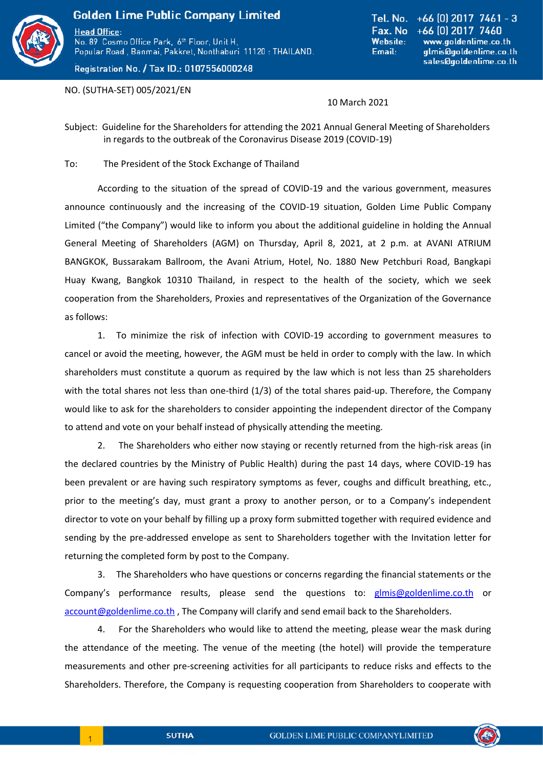**Golden Lime Public Company Limited**

**Head Office:**
No. 89 Cosmo Office Park, 6th Floor, Unit H,
Popular Road , Banmai, Pakkret, Nonthaburi 11120 : THAILAND.

Registration No. / Tax ID.: 0107556000248

Tel. No. +66 (0) 2017 7461 - 3
Fax. No +66 (0) 2017 7460
Website: www.goldenlime.co.th
Email: glmis@goldenlime.co.th
sales@goldenlime.co.th

NO. (SUTHA-SET) 005/2021/EN

10 March 2021

Subject: Guideline for the Shareholders for attending the 2021 Annual General Meeting of Shareholders in regards to the outbreak of the Coronavirus Disease 2019 (COVID-19)

To: The President of the Stock Exchange of Thailand

According to the situation of the spread of COVID-19 and the various government, measures announce continuously and the increasing of the COVID-19 situation, Golden Lime Public Company Limited ("the Company") would like to inform you about the additional guideline in holding the Annual General Meeting of Shareholders (AGM) on Thursday, April 8, 2021, at 2 p.m. at AVANI ATRIUM BANGKOK, Bussarakam Ballroom, the Avani Atrium, Hotel, No. 1880 New Petchburi Road, Bangkapi Huay Kwang, Bangkok 10310 Thailand, in respect to the health of the society, which we seek cooperation from the Shareholders, Proxies and representatives of the Organization of the Governance as follows:

1. To minimize the risk of infection with COVID-19 according to government measures to cancel or avoid the meeting, however, the AGM must be held in order to comply with the law. In which shareholders must constitute a quorum as required by the law which is not less than 25 shareholders with the total shares not less than one-third (1/3) of the total shares paid-up. Therefore, the Company would like to ask for the shareholders to consider appointing the independent director of the Company to attend and vote on your behalf instead of physically attending the meeting.

2. The Shareholders who either now staying or recently returned from the high-risk areas (in the declared countries by the Ministry of Public Health) during the past 14 days, where COVID-19 has been prevalent or are having such respiratory symptoms as fever, coughs and difficult breathing, etc., prior to the meeting's day, must grant a proxy to another person, or to a Company's independent director to vote on your behalf by filling up a proxy form submitted together with required evidence and sending by the pre-addressed envelope as sent to Shareholders together with the Invitation letter for returning the completed form by post to the Company.

3. The Shareholders who have questions or concerns regarding the financial statements or the Company's performance results, please send the questions to: glmis@goldenlime.co.th or account@goldenlime.co.th , The Company will clarify and send email back to the Shareholders.

4. For the Shareholders who would like to attend the meeting, please wear the mask during the attendance of the meeting. The venue of the meeting (the hotel) will provide the temperature measurements and other pre-screening activities for all participants to reduce risks and effects to the Shareholders. Therefore, the Company is requesting cooperation from Shareholders to cooperate with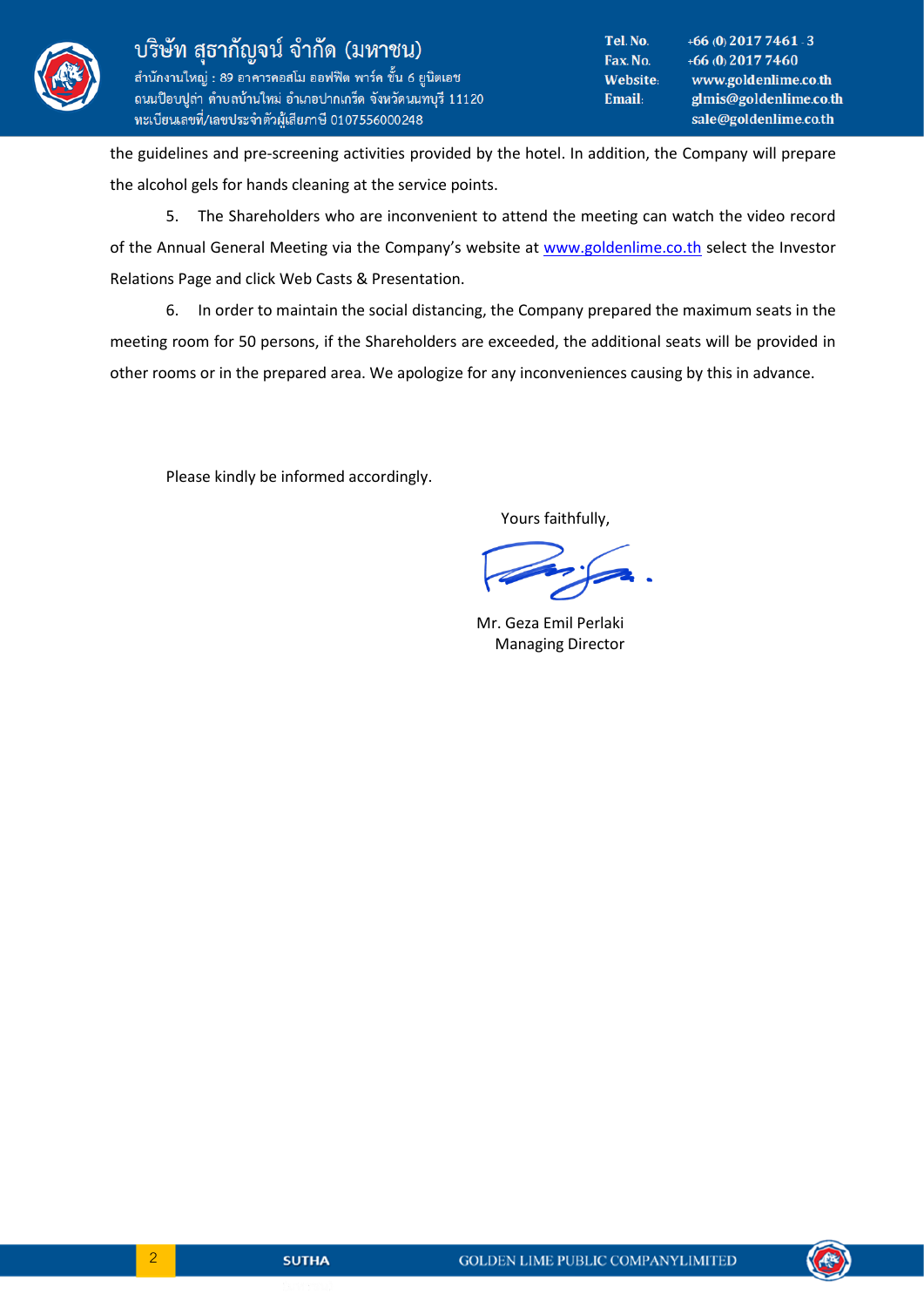the guidelines and pre-screening activities provided by the hotel. In addition, the Company will prepare the alcohol gels for hands cleaning at the service points.

5. The Shareholders who are inconvenient to attend the meeting can watch the video record of the Annual General Meeting via the Company's website at www.goldenlime.co.th select the Investor Relations Page and click Web Casts & Presentation.

6. In order to maintain the social distancing, the Company prepared the maximum seats in the meeting room for 50 persons, if the Shareholders are exceeded, the additional seats will be provided in other rooms or in the prepared area. We apologize for any inconveniences causing by this in advance.

Please kindly be informed accordingly.

Yours faithfully,

Mr. Geza Emil Perlaki
Managing Director